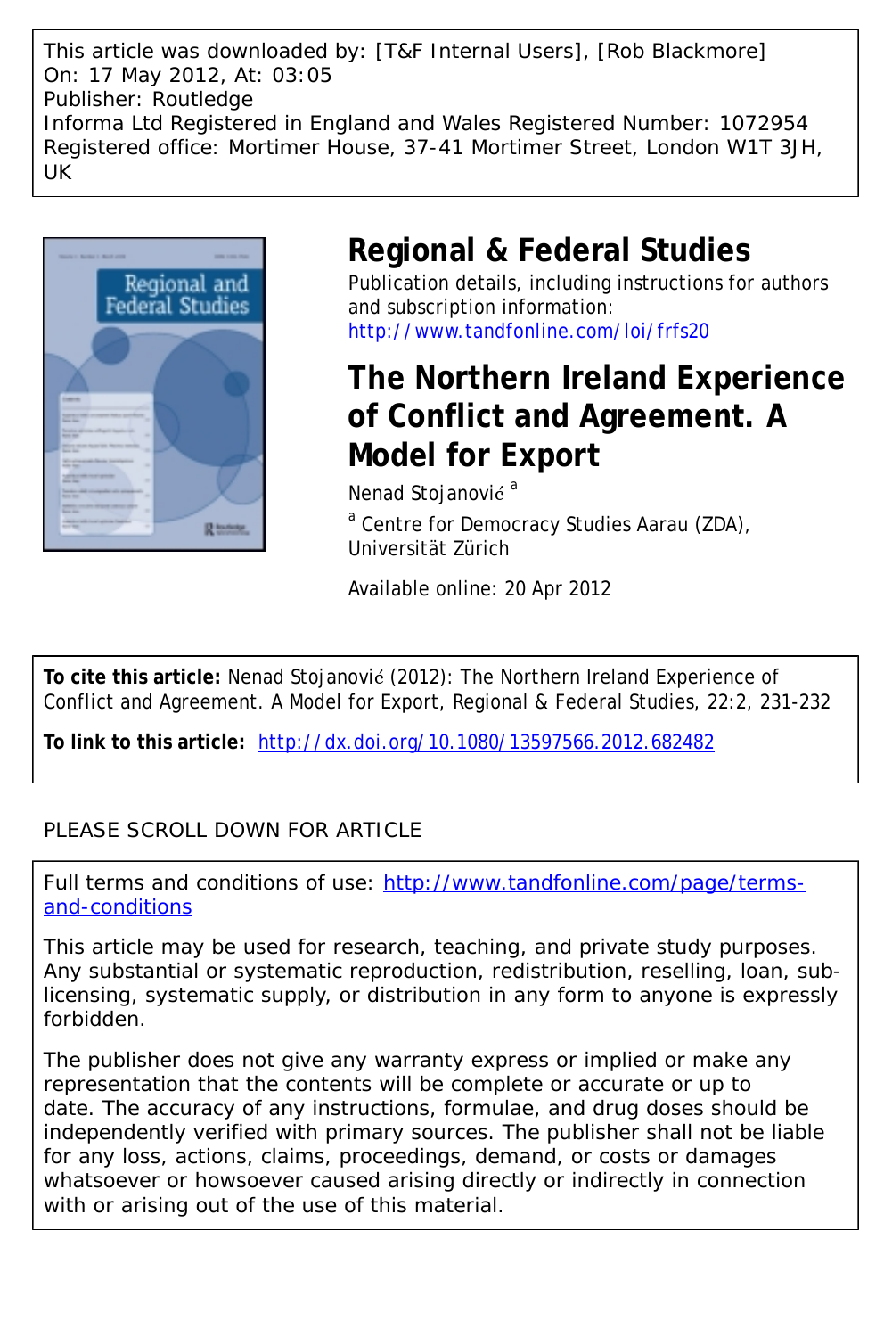This article was downloaded by: [T&F Internal Users], [Rob Blackmore]
On: 17 May 2012, At: 03:05
Publisher: Routledge
Informa Ltd Registered in England and Wales Registered Number: 1072954
Registered office: Mortimer House, 37-41 Mortimer Street, London W1T 3JH, UK

# Regional & Federal Studies

Publication details, including instructions for authors and subscription information:
http://www.tandfonline.com/loi/frfs20

# The Northern Ireland Experience of Conflict and Agreement. A Model for Export

Nenad Stojanović [a]

[a] Centre for Democracy Studies Aarau (ZDA), Universität Zürich

Available online: 20 Apr 2012

**To cite this article:** Nenad Stojanović (2012): The Northern Ireland Experience of Conflict and Agreement. A Model for Export, Regional & Federal Studies, 22:2, 231-232

**To link to this article:** http://dx.doi.org/10.1080/13597566.2012.682482

PLEASE SCROLL DOWN FOR ARTICLE

Full terms and conditions of use: http://www.tandfonline.com/page/terms-and-conditions

This article may be used for research, teaching, and private study purposes. Any substantial or systematic reproduction, redistribution, reselling, loan, sub-licensing, systematic supply, or distribution in any form to anyone is expressly forbidden.

The publisher does not give any warranty express or implied or make any representation that the contents will be complete or accurate or up to date. The accuracy of any instructions, formulae, and drug doses should be independently verified with primary sources. The publisher shall not be liable for any loss, actions, claims, proceedings, demand, or costs or damages whatsoever or howsoever caused arising directly or indirectly in connection with or arising out of the use of this material.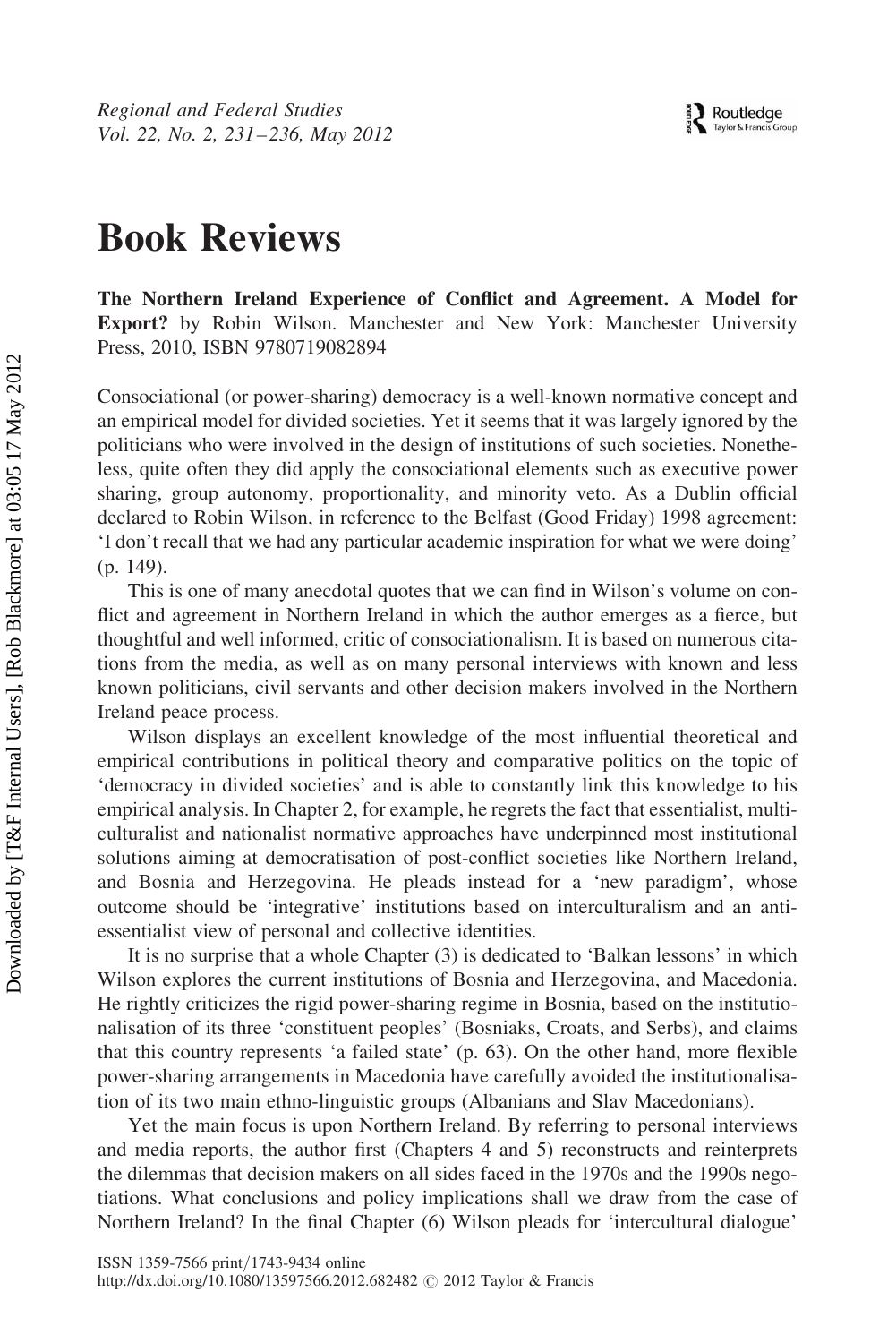# Book Reviews

**The Northern Ireland Experience of Conflict and Agreement. A Model for Export?** by Robin Wilson. Manchester and New York: Manchester University Press, 2010, ISBN 9780719082894

Consociational (or power-sharing) democracy is a well-known normative concept and an empirical model for divided societies. Yet it seems that it was largely ignored by the politicians who were involved in the design of institutions of such societies. Nonetheless, quite often they did apply the consociational elements such as executive power sharing, group autonomy, proportionality, and minority veto. As a Dublin official declared to Robin Wilson, in reference to the Belfast (Good Friday) 1998 agreement: 'I don't recall that we had any particular academic inspiration for what we were doing' (p. 149).

This is one of many anecdotal quotes that we can find in Wilson's volume on conflict and agreement in Northern Ireland in which the author emerges as a fierce, but thoughtful and well informed, critic of consociationalism. It is based on numerous citations from the media, as well as on many personal interviews with known and less known politicians, civil servants and other decision makers involved in the Northern Ireland peace process.

Wilson displays an excellent knowledge of the most influential theoretical and empirical contributions in political theory and comparative politics on the topic of 'democracy in divided societies' and is able to constantly link this knowledge to his empirical analysis. In Chapter 2, for example, he regrets the fact that essentialist, multiculturalist and nationalist normative approaches have underpinned most institutional solutions aiming at democratisation of post-conflict societies like Northern Ireland, and Bosnia and Herzegovina. He pleads instead for a 'new paradigm', whose outcome should be 'integrative' institutions based on interculturalism and an anti-essentialist view of personal and collective identities.

It is no surprise that a whole Chapter (3) is dedicated to 'Balkan lessons' in which Wilson explores the current institutions of Bosnia and Herzegovina, and Macedonia. He rightly criticizes the rigid power-sharing regime in Bosnia, based on the institutionalisation of its three 'constituent peoples' (Bosniaks, Croats, and Serbs), and claims that this country represents 'a failed state' (p. 63). On the other hand, more flexible power-sharing arrangements in Macedonia have carefully avoided the institutionalisation of its two main ethno-linguistic groups (Albanians and Slav Macedonians).

Yet the main focus is upon Northern Ireland. By referring to personal interviews and media reports, the author first (Chapters 4 and 5) reconstructs and reinterprets the dilemmas that decision makers on all sides faced in the 1970s and the 1990s negotiations. What conclusions and policy implications shall we draw from the case of Northern Ireland? In the final Chapter (6) Wilson pleads for 'intercultural dialogue'

ISSN 1359-7566 print/1743-9434 online
http://dx.doi.org/10.1080/13597566.2012.682482 © 2012 Taylor & Francis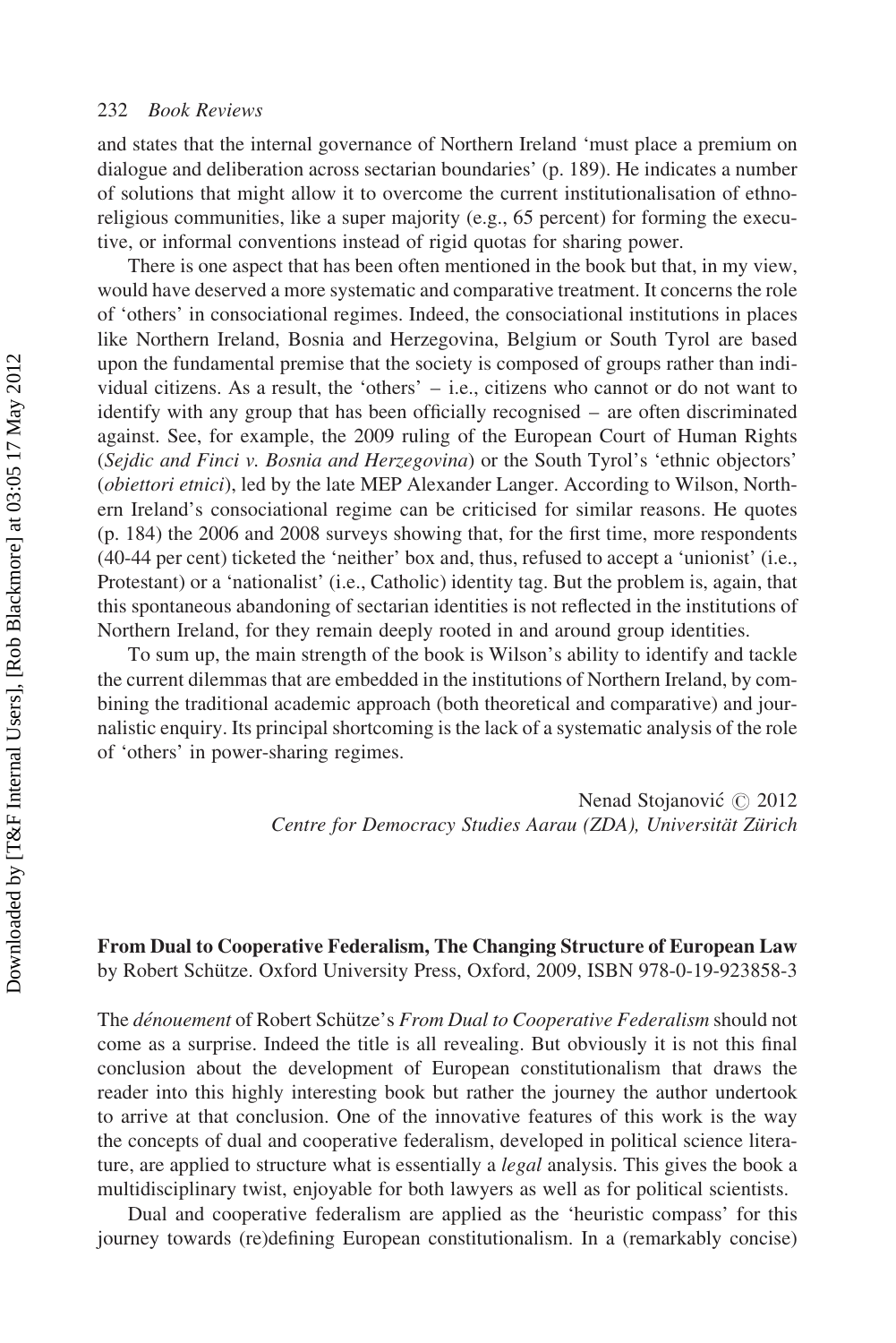and states that the internal governance of Northern Ireland 'must place a premium on dialogue and deliberation across sectarian boundaries' (p. 189). He indicates a number of solutions that might allow it to overcome the current institutionalisation of ethno-religious communities, like a super majority (e.g., 65 percent) for forming the executive, or informal conventions instead of rigid quotas for sharing power.

There is one aspect that has been often mentioned in the book but that, in my view, would have deserved a more systematic and comparative treatment. It concerns the role of 'others' in consociational regimes. Indeed, the consociational institutions in places like Northern Ireland, Bosnia and Herzegovina, Belgium or South Tyrol are based upon the fundamental premise that the society is composed of groups rather than individual citizens. As a result, the 'others' – i.e., citizens who cannot or do not want to identify with any group that has been officially recognised – are often discriminated against. See, for example, the 2009 ruling of the European Court of Human Rights (*Sejdic and Finci v. Bosnia and Herzegovina*) or the South Tyrol's 'ethnic objectors' (*obiettori etnici*), led by the late MEP Alexander Langer. According to Wilson, Northern Ireland's consociational regime can be criticised for similar reasons. He quotes (p. 184) the 2006 and 2008 surveys showing that, for the first time, more respondents (40-44 per cent) ticketed the 'neither' box and, thus, refused to accept a 'unionist' (i.e., Protestant) or a 'nationalist' (i.e., Catholic) identity tag. But the problem is, again, that this spontaneous abandoning of sectarian identities is not reflected in the institutions of Northern Ireland, for they remain deeply rooted in and around group identities.

To sum up, the main strength of the book is Wilson's ability to identify and tackle the current dilemmas that are embedded in the institutions of Northern Ireland, by combining the traditional academic approach (both theoretical and comparative) and journalistic enquiry. Its principal shortcoming is the lack of a systematic analysis of the role of 'others' in power-sharing regimes.

Nenad Stojanović © 2012
*Centre for Democracy Studies Aarau (ZDA), Universität Zürich*

**From Dual to Cooperative Federalism, The Changing Structure of European Law** by Robert Schütze. Oxford University Press, Oxford, 2009, ISBN 978-0-19-923858-3

The *dénouement* of Robert Schütze's *From Dual to Cooperative Federalism* should not come as a surprise. Indeed the title is all revealing. But obviously it is not this final conclusion about the development of European constitutionalism that draws the reader into this highly interesting book but rather the journey the author undertook to arrive at that conclusion. One of the innovative features of this work is the way the concepts of dual and cooperative federalism, developed in political science literature, are applied to structure what is essentially a *legal* analysis. This gives the book a multidisciplinary twist, enjoyable for both lawyers as well as for political scientists.

Dual and cooperative federalism are applied as the 'heuristic compass' for this journey towards (re)defining European constitutionalism. In a (remarkably concise)